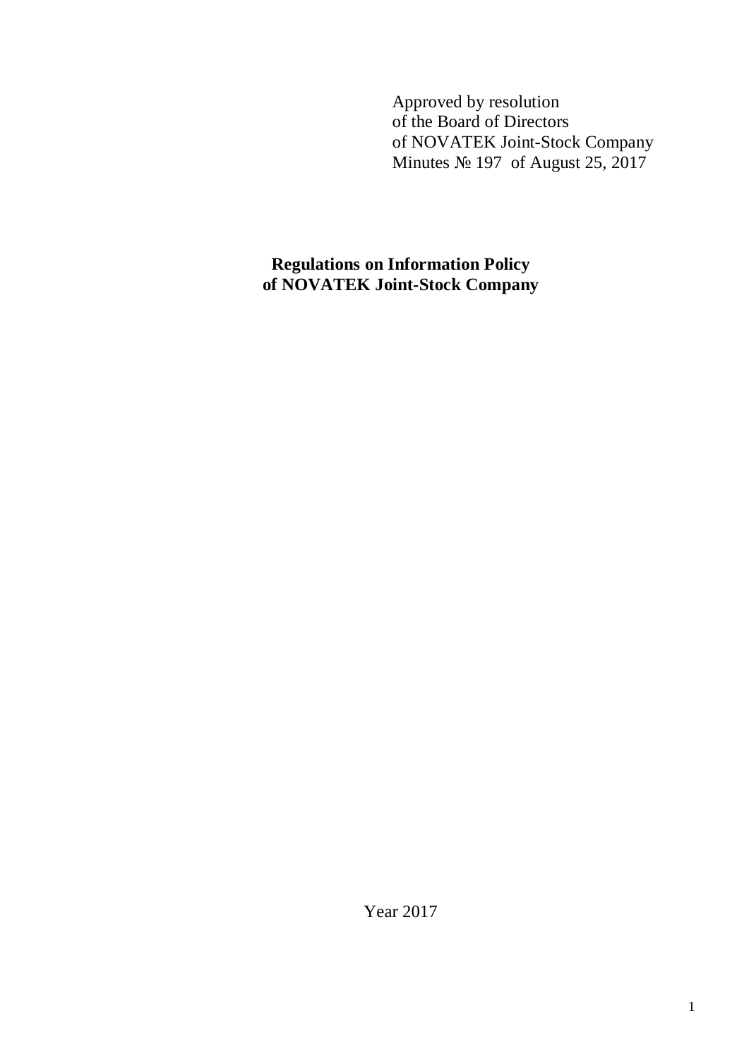Approved by resolution
of the Board of Directors
of NOVATEK Joint-Stock Company
Minutes № 197 of August 25, 2017

# Regulations on Information Policy of NOVATEK Joint-Stock Company

Year 2017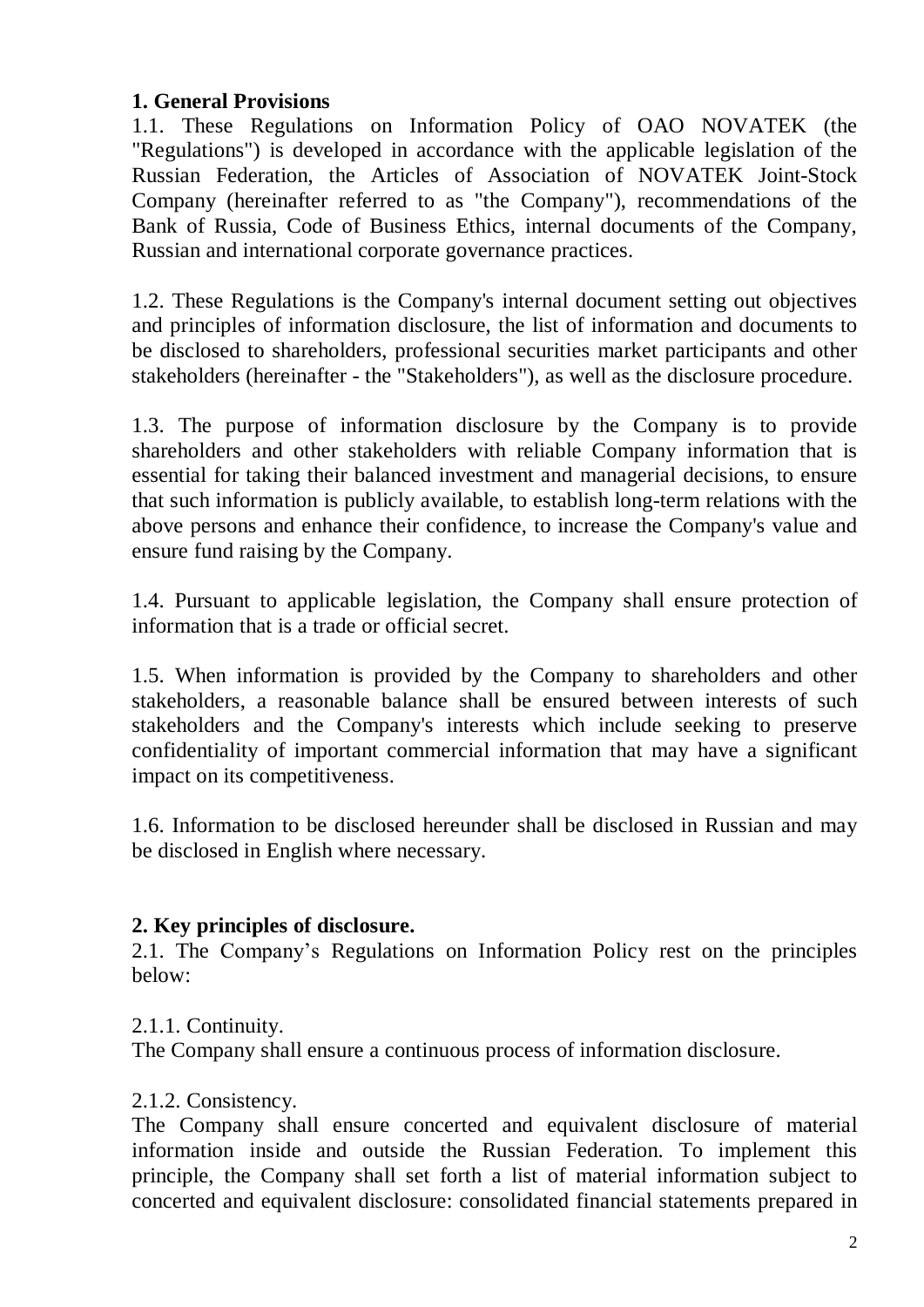## 1. General Provisions

1.1. These Regulations on Information Policy of OAO NOVATEK (the "Regulations") is developed in accordance with the applicable legislation of the Russian Federation, the Articles of Association of NOVATEK Joint-Stock Company (hereinafter referred to as "the Company"), recommendations of the Bank of Russia, Code of Business Ethics, internal documents of the Company, Russian and international corporate governance practices.

1.2. These Regulations is the Company's internal document setting out objectives and principles of information disclosure, the list of information and documents to be disclosed to shareholders, professional securities market participants and other stakeholders (hereinafter - the "Stakeholders"), as well as the disclosure procedure.

1.3. The purpose of information disclosure by the Company is to provide shareholders and other stakeholders with reliable Company information that is essential for taking their balanced investment and managerial decisions, to ensure that such information is publicly available, to establish long-term relations with the above persons and enhance their confidence, to increase the Company's value and ensure fund raising by the Company.

1.4. Pursuant to applicable legislation, the Company shall ensure protection of information that is a trade or official secret.

1.5. When information is provided by the Company to shareholders and other stakeholders, a reasonable balance shall be ensured between interests of such stakeholders and the Company's interests which include seeking to preserve confidentiality of important commercial information that may have a significant impact on its competitiveness.

1.6. Information to be disclosed hereunder shall be disclosed in Russian and may be disclosed in English where necessary.

## 2. Key principles of disclosure.

2.1. The Company's Regulations on Information Policy rest on the principles below:

2.1.1. Continuity.

The Company shall ensure a continuous process of information disclosure.

2.1.2. Consistency.

The Company shall ensure concerted and equivalent disclosure of material information inside and outside the Russian Federation. To implement this principle, the Company shall set forth a list of material information subject to concerted and equivalent disclosure: consolidated financial statements prepared in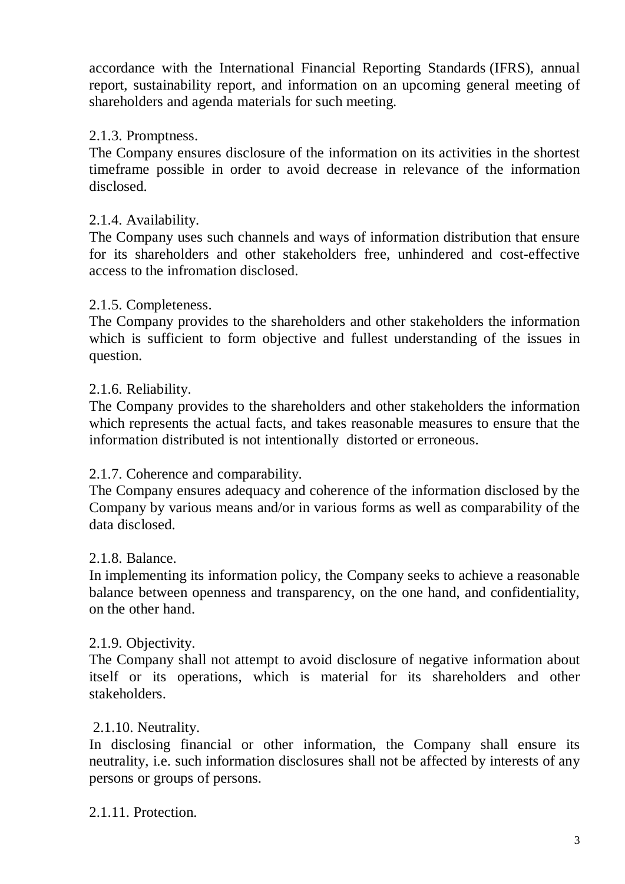accordance with the International Financial Reporting Standards (IFRS), annual report, sustainability report, and information on an upcoming general meeting of shareholders and agenda materials for such meeting.

2.1.3. Promptness.

The Company ensures disclosure of the information on its activities in the shortest timeframe possible in order to avoid decrease in relevance of the information disclosed.

2.1.4. Availability.

The Company uses such channels and ways of information distribution that ensure for its shareholders and other stakeholders free, unhindered and cost-effective access to the infromation disclosed.

2.1.5. Completeness.

The Company provides to the shareholders and other stakeholders the information which is sufficient to form objective and fullest understanding of the issues in question.

2.1.6. Reliability.

The Company provides to the shareholders and other stakeholders the information which represents the actual facts, and takes reasonable measures to ensure that the information distributed is not intentionally distorted or erroneous.

2.1.7. Coherence and comparability.

The Company ensures adequacy and coherence of the information disclosed by the Company by various means and/or in various forms as well as comparability of the data disclosed.

2.1.8. Balance.

In implementing its information policy, the Company seeks to achieve a reasonable balance between openness and transparency, on the one hand, and confidentiality, on the other hand.

2.1.9. Objectivity.

The Company shall not attempt to avoid disclosure of negative information about itself or its operations, which is material for its shareholders and other stakeholders.

2.1.10. Neutrality.

In disclosing financial or other information, the Company shall ensure its neutrality, i.e. such information disclosures shall not be affected by interests of any persons or groups of persons.

2.1.11. Protection.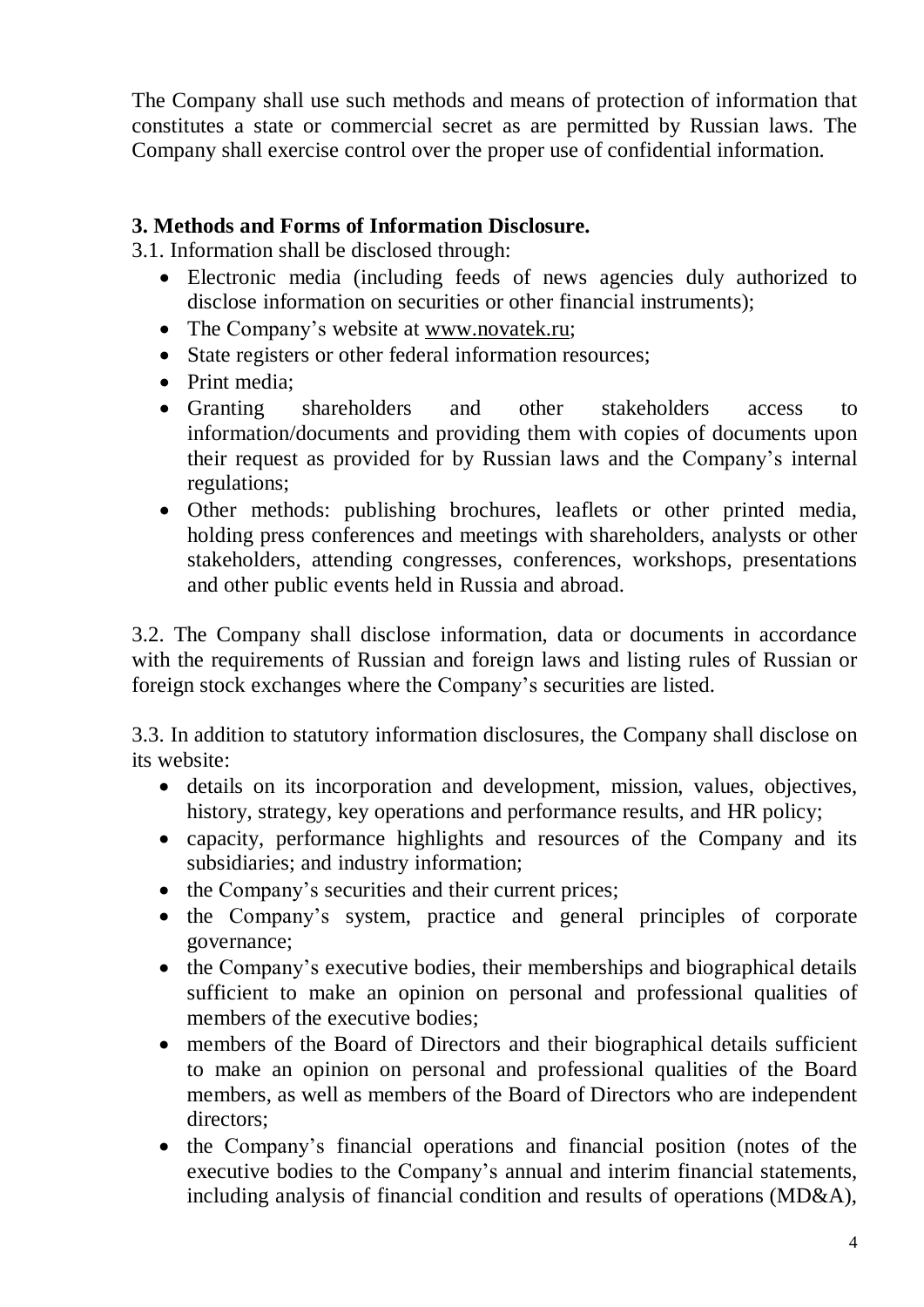The Company shall use such methods and means of protection of information that constitutes a state or commercial secret as are permitted by Russian laws. The Company shall exercise control over the proper use of confidential information.

## 3. Methods and Forms of Information Disclosure.

3.1. Information shall be disclosed through:

- Electronic media (including feeds of news agencies duly authorized to disclose information on securities or other financial instruments);
- The Company's website at www.novatek.ru;
- State registers or other federal information resources;
- Print media;
- Granting shareholders and other stakeholders access to information/documents and providing them with copies of documents upon their request as provided for by Russian laws and the Company's internal regulations;
- Other methods: publishing brochures, leaflets or other printed media, holding press conferences and meetings with shareholders, analysts or other stakeholders, attending congresses, conferences, workshops, presentations and other public events held in Russia and abroad.

3.2. The Company shall disclose information, data or documents in accordance with the requirements of Russian and foreign laws and listing rules of Russian or foreign stock exchanges where the Company's securities are listed.

3.3. In addition to statutory information disclosures, the Company shall disclose on its website:

- details on its incorporation and development, mission, values, objectives, history, strategy, key operations and performance results, and HR policy;
- capacity, performance highlights and resources of the Company and its subsidiaries; and industry information;
- the Company's securities and their current prices;
- the Company's system, practice and general principles of corporate governance;
- the Company's executive bodies, their memberships and biographical details sufficient to make an opinion on personal and professional qualities of members of the executive bodies;
- members of the Board of Directors and their biographical details sufficient to make an opinion on personal and professional qualities of the Board members, as well as members of the Board of Directors who are independent directors;
- the Company's financial operations and financial position (notes of the executive bodies to the Company's annual and interim financial statements, including analysis of financial condition and results of operations (MD&A),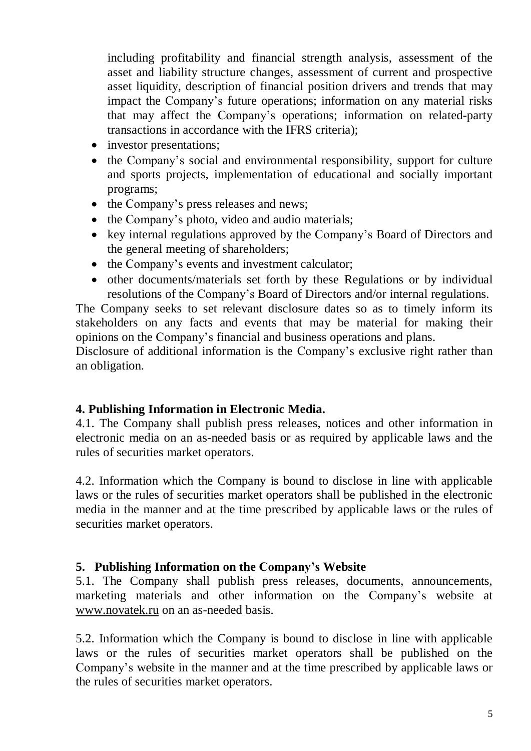including profitability and financial strength analysis, assessment of the asset and liability structure changes, assessment of current and prospective asset liquidity, description of financial position drivers and trends that may impact the Company's future operations; information on any material risks that may affect the Company's operations; information on related-party transactions in accordance with the IFRS criteria);

- investor presentations;
- the Company's social and environmental responsibility, support for culture and sports projects, implementation of educational and socially important programs;
- the Company's press releases and news;
- the Company's photo, video and audio materials;
- key internal regulations approved by the Company's Board of Directors and the general meeting of shareholders;
- the Company's events and investment calculator;
- other documents/materials set forth by these Regulations or by individual resolutions of the Company's Board of Directors and/or internal regulations.

The Company seeks to set relevant disclosure dates so as to timely inform its stakeholders on any facts and events that may be material for making their opinions on the Company's financial and business operations and plans.

Disclosure of additional information is the Company's exclusive right rather than an obligation.

## 4. Publishing Information in Electronic Media.

4.1. The Company shall publish press releases, notices and other information in electronic media on an as-needed basis or as required by applicable laws and the rules of securities market operators.

4.2. Information which the Company is bound to disclose in line with applicable laws or the rules of securities market operators shall be published in the electronic media in the manner and at the time prescribed by applicable laws or the rules of securities market operators.

## 5. Publishing Information on the Company's Website

5.1. The Company shall publish press releases, documents, announcements, marketing materials and other information on the Company's website at www.novatek.ru on an as-needed basis.

5.2. Information which the Company is bound to disclose in line with applicable laws or the rules of securities market operators shall be published on the Company's website in the manner and at the time prescribed by applicable laws or the rules of securities market operators.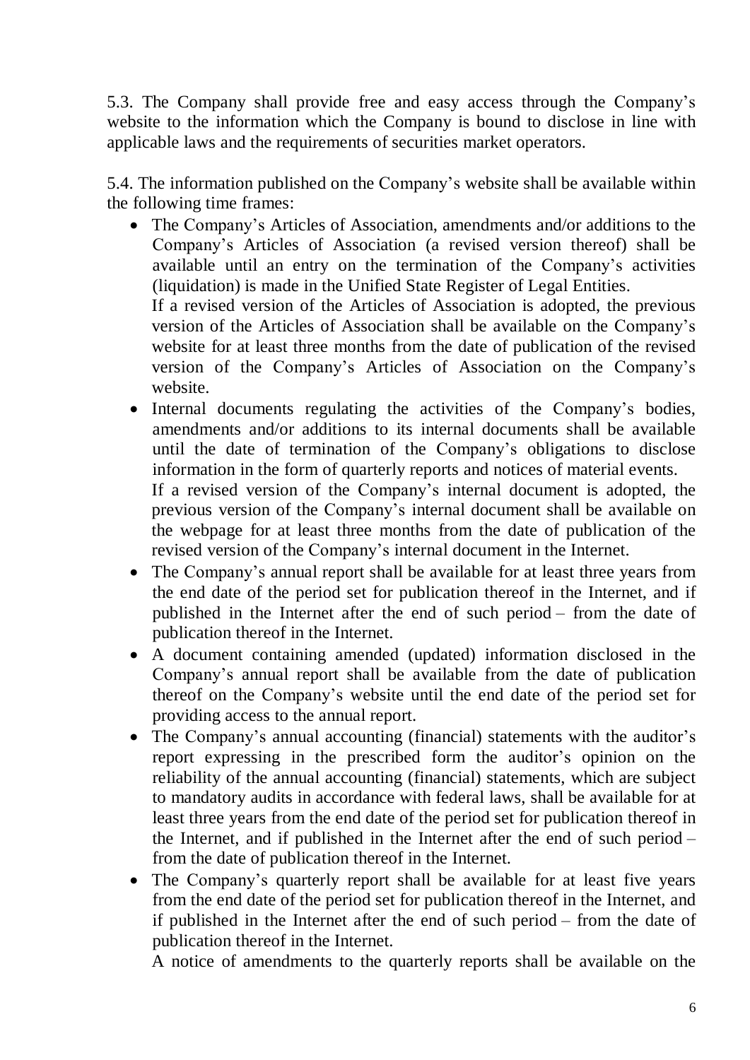5.3. The Company shall provide free and easy access through the Company's website to the information which the Company is bound to disclose in line with applicable laws and the requirements of securities market operators.

5.4. The information published on the Company's website shall be available within the following time frames:

- The Company's Articles of Association, amendments and/or additions to the Company's Articles of Association (a revised version thereof) shall be available until an entry on the termination of the Company's activities (liquidation) is made in the Unified State Register of Legal Entities.

  If a revised version of the Articles of Association is adopted, the previous version of the Articles of Association shall be available on the Company's website for at least three months from the date of publication of the revised version of the Company's Articles of Association on the Company's website.

- Internal documents regulating the activities of the Company's bodies, amendments and/or additions to its internal documents shall be available until the date of termination of the Company's obligations to disclose information in the form of quarterly reports and notices of material events.

  If a revised version of the Company's internal document is adopted, the previous version of the Company's internal document shall be available on the webpage for at least three months from the date of publication of the revised version of the Company's internal document in the Internet.

- The Company's annual report shall be available for at least three years from the end date of the period set for publication thereof in the Internet, and if published in the Internet after the end of such period – from the date of publication thereof in the Internet.
- A document containing amended (updated) information disclosed in the Company's annual report shall be available from the date of publication thereof on the Company's website until the end date of the period set for providing access to the annual report.
- The Company's annual accounting (financial) statements with the auditor's report expressing in the prescribed form the auditor's opinion on the reliability of the annual accounting (financial) statements, which are subject to mandatory audits in accordance with federal laws, shall be available for at least three years from the end date of the period set for publication thereof in the Internet, and if published in the Internet after the end of such period – from the date of publication thereof in the Internet.
- The Company's quarterly report shall be available for at least five years from the end date of the period set for publication thereof in the Internet, and if published in the Internet after the end of such period – from the date of publication thereof in the Internet.

  A notice of amendments to the quarterly reports shall be available on the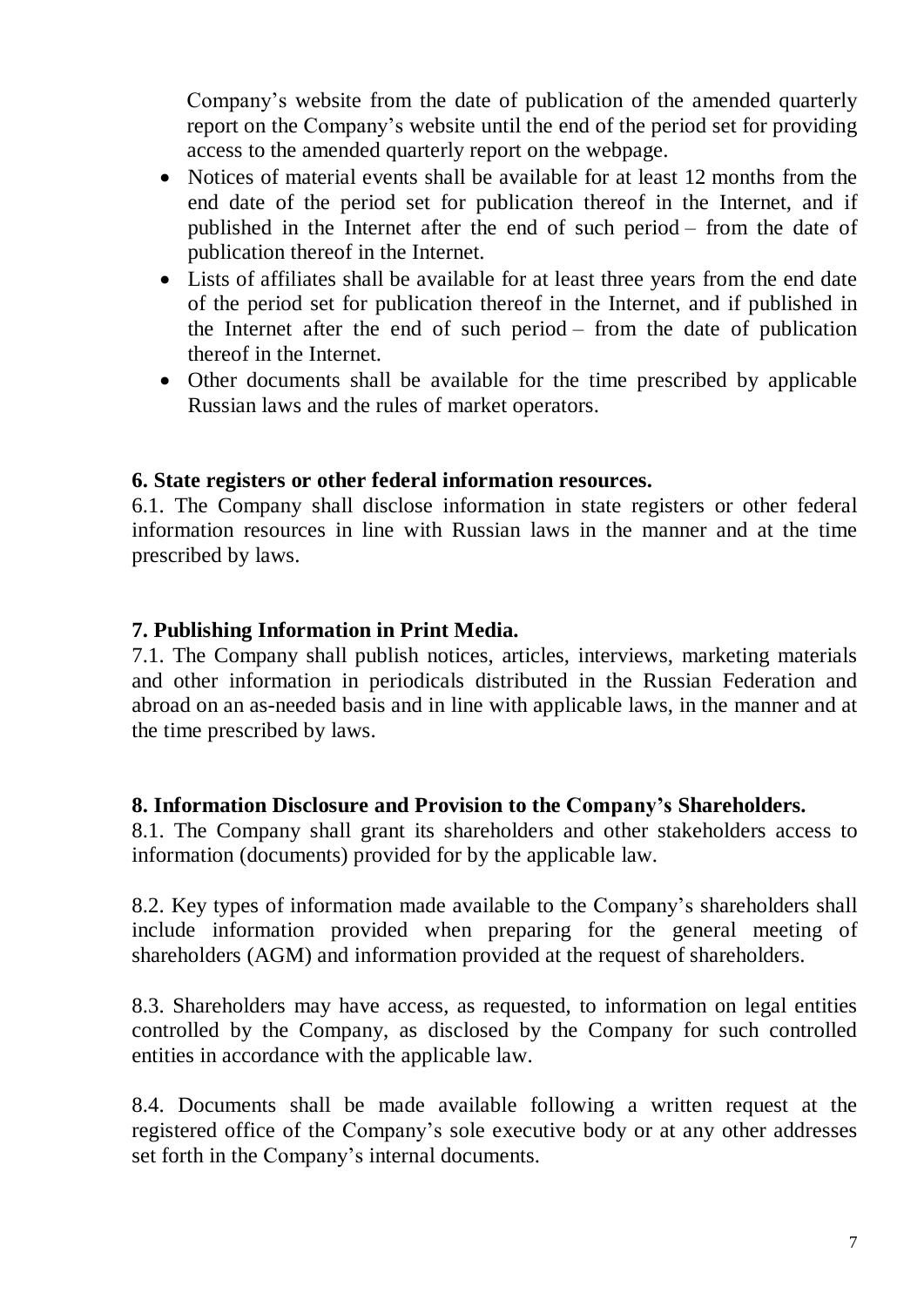Company's website from the date of publication of the amended quarterly report on the Company's website until the end of the period set for providing access to the amended quarterly report on the webpage.

- Notices of material events shall be available for at least 12 months from the end date of the period set for publication thereof in the Internet, and if published in the Internet after the end of such period – from the date of publication thereof in the Internet.
- Lists of affiliates shall be available for at least three years from the end date of the period set for publication thereof in the Internet, and if published in the Internet after the end of such period – from the date of publication thereof in the Internet.
- Other documents shall be available for the time prescribed by applicable Russian laws and the rules of market operators.

## 6. State registers or other federal information resources.

6.1. The Company shall disclose information in state registers or other federal information resources in line with Russian laws in the manner and at the time prescribed by laws.

## 7. Publishing Information in Print Media.

7.1. The Company shall publish notices, articles, interviews, marketing materials and other information in periodicals distributed in the Russian Federation and abroad on an as-needed basis and in line with applicable laws, in the manner and at the time prescribed by laws.

## 8. Information Disclosure and Provision to the Company's Shareholders.

8.1. The Company shall grant its shareholders and other stakeholders access to information (documents) provided for by the applicable law.

8.2. Key types of information made available to the Company's shareholders shall include information provided when preparing for the general meeting of shareholders (AGM) and information provided at the request of shareholders.

8.3. Shareholders may have access, as requested, to information on legal entities controlled by the Company, as disclosed by the Company for such controlled entities in accordance with the applicable law.

8.4. Documents shall be made available following a written request at the registered office of the Company's sole executive body or at any other addresses set forth in the Company's internal documents.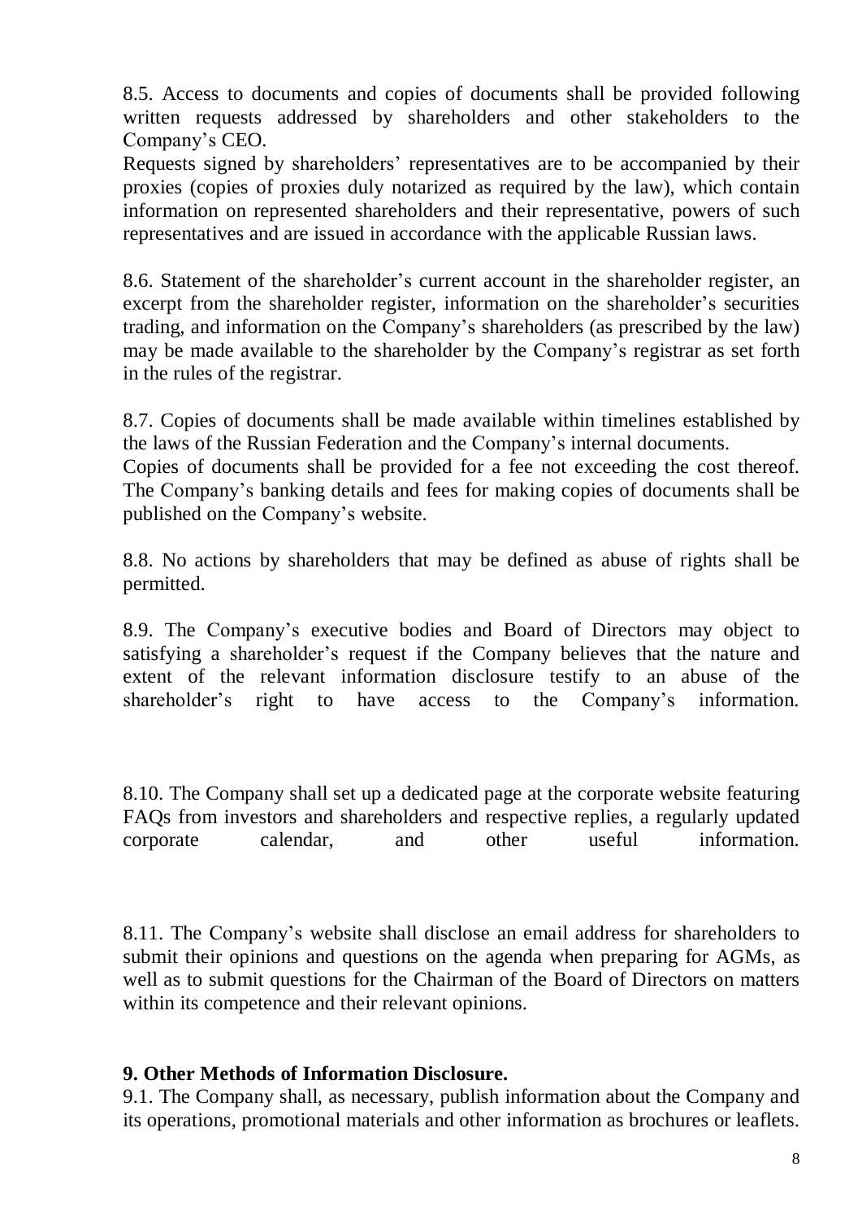8.5. Access to documents and copies of documents shall be provided following written requests addressed by shareholders and other stakeholders to the Company's CEO.

Requests signed by shareholders' representatives are to be accompanied by their proxies (copies of proxies duly notarized as required by the law), which contain information on represented shareholders and their representative, powers of such representatives and are issued in accordance with the applicable Russian laws.

8.6. Statement of the shareholder's current account in the shareholder register, an excerpt from the shareholder register, information on the shareholder's securities trading, and information on the Company's shareholders (as prescribed by the law) may be made available to the shareholder by the Company's registrar as set forth in the rules of the registrar.

8.7. Copies of documents shall be made available within timelines established by the laws of the Russian Federation and the Company's internal documents.

Copies of documents shall be provided for a fee not exceeding the cost thereof. The Company's banking details and fees for making copies of documents shall be published on the Company's website.

8.8. No actions by shareholders that may be defined as abuse of rights shall be permitted.

8.9. The Company's executive bodies and Board of Directors may object to satisfying a shareholder's request if the Company believes that the nature and extent of the relevant information disclosure testify to an abuse of the shareholder's right to have access to the Company's information.

8.10. The Company shall set up a dedicated page at the corporate website featuring FAQs from investors and shareholders and respective replies, a regularly updated corporate calendar, and other useful information.

8.11. The Company's website shall disclose an email address for shareholders to submit their opinions and questions on the agenda when preparing for AGMs, as well as to submit questions for the Chairman of the Board of Directors on matters within its competence and their relevant opinions.

## 9. Other Methods of Information Disclosure.

9.1. The Company shall, as necessary, publish information about the Company and its operations, promotional materials and other information as brochures or leaflets.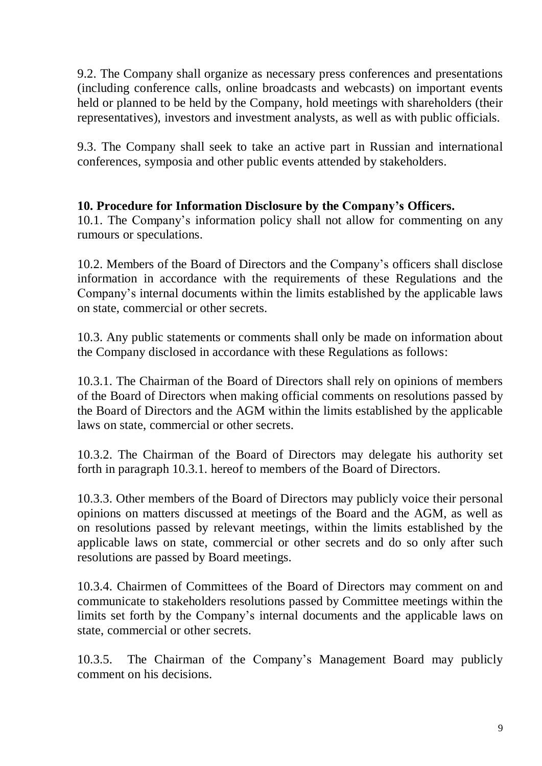9.2. The Company shall organize as necessary press conferences and presentations (including conference calls, online broadcasts and webcasts) on important events held or planned to be held by the Company, hold meetings with shareholders (their representatives), investors and investment analysts, as well as with public officials.

9.3. The Company shall seek to take an active part in Russian and international conferences, symposia and other public events attended by stakeholders.

**10. Procedure for Information Disclosure by the Company's Officers.**

10.1. The Company's information policy shall not allow for commenting on any rumours or speculations.

10.2. Members of the Board of Directors and the Company's officers shall disclose information in accordance with the requirements of these Regulations and the Company's internal documents within the limits established by the applicable laws on state, commercial or other secrets.

10.3. Any public statements or comments shall only be made on information about the Company disclosed in accordance with these Regulations as follows:

10.3.1. The Chairman of the Board of Directors shall rely on opinions of members of the Board of Directors when making official comments on resolutions passed by the Board of Directors and the AGM within the limits established by the applicable laws on state, commercial or other secrets.

10.3.2. The Chairman of the Board of Directors may delegate his authority set forth in paragraph 10.3.1. hereof to members of the Board of Directors.

10.3.3. Other members of the Board of Directors may publicly voice their personal opinions on matters discussed at meetings of the Board and the AGM, as well as on resolutions passed by relevant meetings, within the limits established by the applicable laws on state, commercial or other secrets and do so only after such resolutions are passed by Board meetings.

10.3.4. Chairmen of Committees of the Board of Directors may comment on and communicate to stakeholders resolutions passed by Committee meetings within the limits set forth by the Company's internal documents and the applicable laws on state, commercial or other secrets.

10.3.5. The Chairman of the Company's Management Board may publicly comment on his decisions.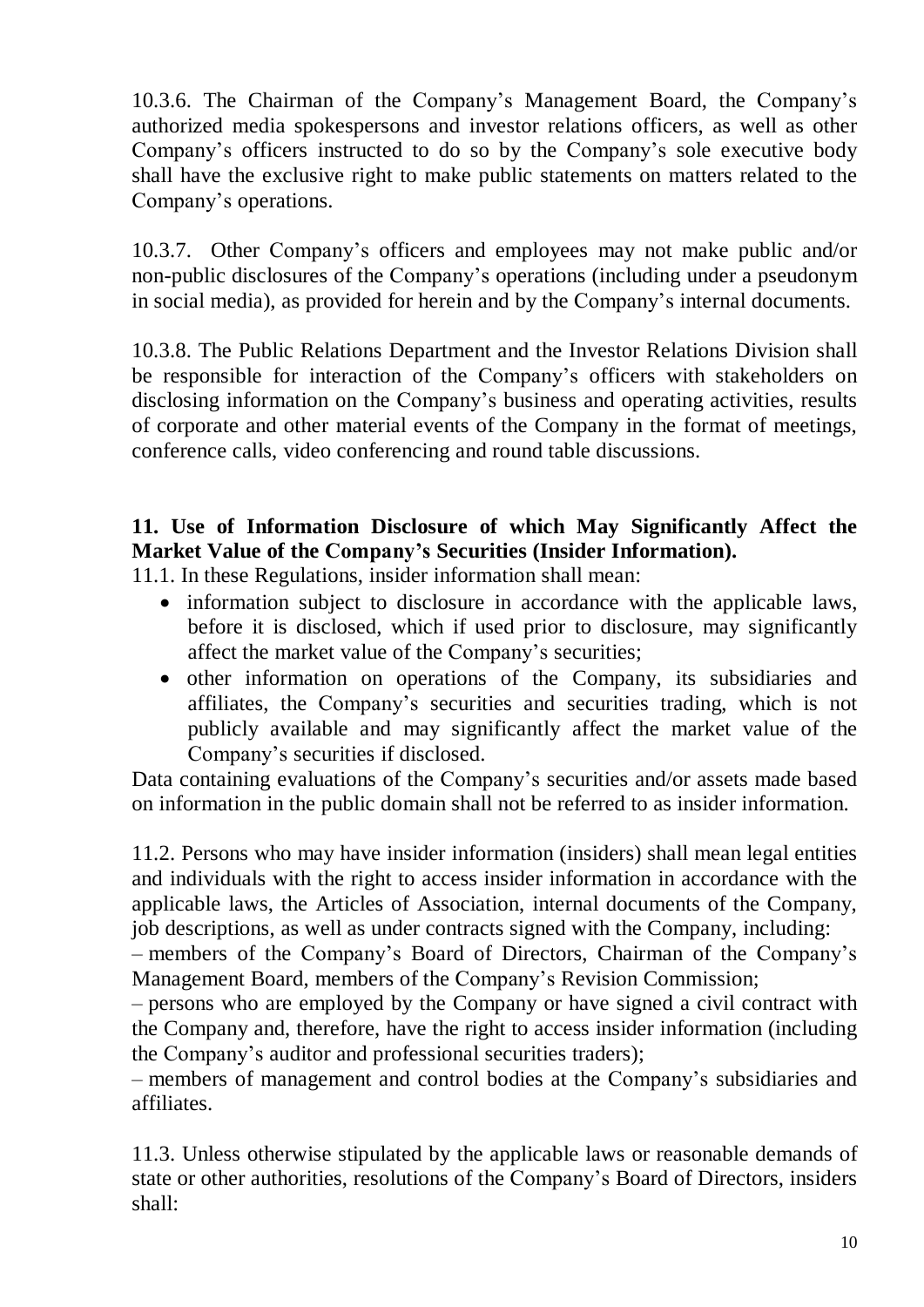10.3.6. The Chairman of the Company's Management Board, the Company's authorized media spokespersons and investor relations officers, as well as other Company's officers instructed to do so by the Company's sole executive body shall have the exclusive right to make public statements on matters related to the Company's operations.

10.3.7. Other Company's officers and employees may not make public and/or non-public disclosures of the Company's operations (including under a pseudonym in social media), as provided for herein and by the Company's internal documents.

10.3.8. The Public Relations Department and the Investor Relations Division shall be responsible for interaction of the Company's officers with stakeholders on disclosing information on the Company's business and operating activities, results of corporate and other material events of the Company in the format of meetings, conference calls, video conferencing and round table discussions.

## 11. Use of Information Disclosure of which May Significantly Affect the Market Value of the Company's Securities (Insider Information).

11.1. In these Regulations, insider information shall mean:

- information subject to disclosure in accordance with the applicable laws, before it is disclosed, which if used prior to disclosure, may significantly affect the market value of the Company's securities;
- other information on operations of the Company, its subsidiaries and affiliates, the Company's securities and securities trading, which is not publicly available and may significantly affect the market value of the Company's securities if disclosed.

Data containing evaluations of the Company's securities and/or assets made based on information in the public domain shall not be referred to as insider information.

11.2. Persons who may have insider information (insiders) shall mean legal entities and individuals with the right to access insider information in accordance with the applicable laws, the Articles of Association, internal documents of the Company, job descriptions, as well as under contracts signed with the Company, including:

– members of the Company's Board of Directors, Chairman of the Company's Management Board, members of the Company's Revision Commission;

– persons who are employed by the Company or have signed a civil contract with the Company and, therefore, have the right to access insider information (including the Company's auditor and professional securities traders);

– members of management and control bodies at the Company's subsidiaries and affiliates.

11.3. Unless otherwise stipulated by the applicable laws or reasonable demands of state or other authorities, resolutions of the Company's Board of Directors, insiders shall: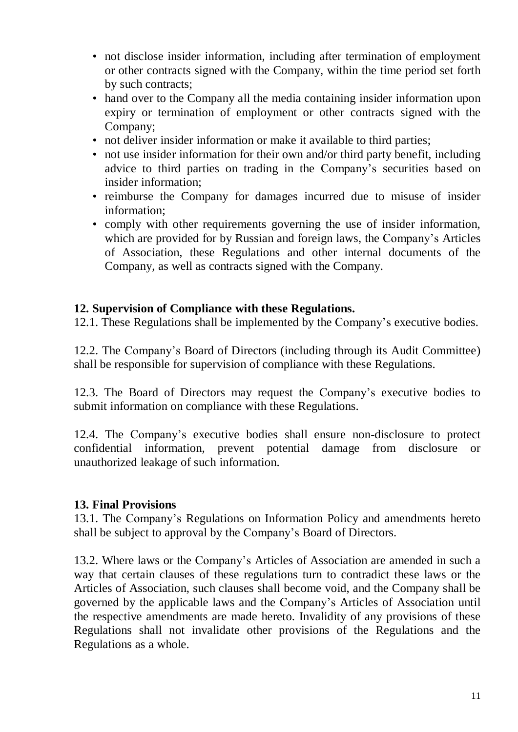- not disclose insider information, including after termination of employment or other contracts signed with the Company, within the time period set forth by such contracts;
- hand over to the Company all the media containing insider information upon expiry or termination of employment or other contracts signed with the Company;
- not deliver insider information or make it available to third parties;
- not use insider information for their own and/or third party benefit, including advice to third parties on trading in the Company's securities based on insider information;
- reimburse the Company for damages incurred due to misuse of insider information;
- comply with other requirements governing the use of insider information, which are provided for by Russian and foreign laws, the Company's Articles of Association, these Regulations and other internal documents of the Company, as well as contracts signed with the Company.

## 12. Supervision of Compliance with these Regulations.

12.1. These Regulations shall be implemented by the Company's executive bodies.

12.2. The Company's Board of Directors (including through its Audit Committee) shall be responsible for supervision of compliance with these Regulations.

12.3. The Board of Directors may request the Company's executive bodies to submit information on compliance with these Regulations.

12.4. The Company's executive bodies shall ensure non-disclosure to protect confidential information, prevent potential damage from disclosure or unauthorized leakage of such information.

## 13. Final Provisions

13.1. The Company's Regulations on Information Policy and amendments hereto shall be subject to approval by the Company's Board of Directors.

13.2. Where laws or the Company's Articles of Association are amended in such a way that certain clauses of these regulations turn to contradict these laws or the Articles of Association, such clauses shall become void, and the Company shall be governed by the applicable laws and the Company's Articles of Association until the respective amendments are made hereto. Invalidity of any provisions of these Regulations shall not invalidate other provisions of the Regulations and the Regulations as a whole.